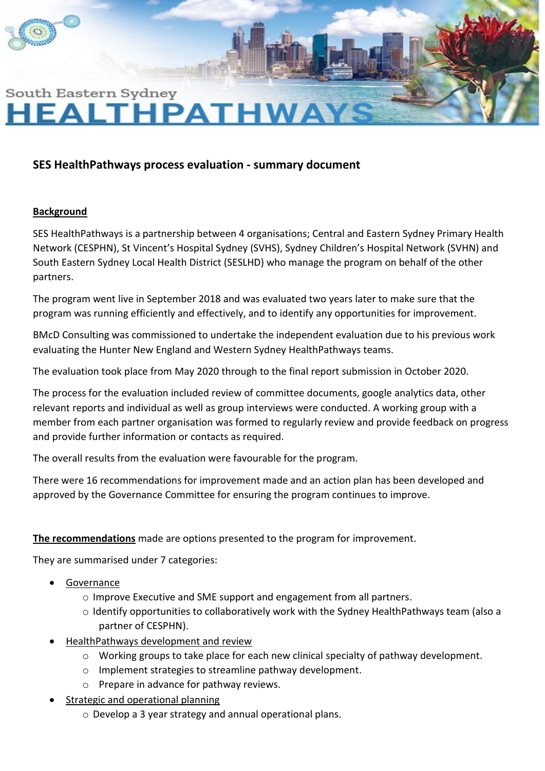South Eastern Sydney

# HEALTHPATHWAYS

## SES HealthPathways process evaluation - summary document

### Background

SES HealthPathways is a partnership between 4 organisations; Central and Eastern Sydney Primary Health Network (CESPHN), St Vincent's Hospital Sydney (SVHS), Sydney Children's Hospital Network (SVHN) and South Eastern Sydney Local Health District (SESLHD) who manage the program on behalf of the other partners.

The program went live in September 2018 and was evaluated two years later to make sure that the program was running efficiently and effectively, and to identify any opportunities for improvement.

BMcD Consulting was commissioned to undertake the independent evaluation due to his previous work evaluating the Hunter New England and Western Sydney HealthPathways teams.

The evaluation took place from May 2020 through to the final report submission in October 2020.

The process for the evaluation included review of committee documents, google analytics data, other relevant reports and individual as well as group interviews were conducted. A working group with a member from each partner organisation was formed to regularly review and provide feedback on progress and provide further information or contacts as required.

The overall results from the evaluation were favourable for the program.

There were 16 recommendations for improvement made and an action plan has been developed and approved by the Governance Committee for ensuring the program continues to improve.

**The recommendations** made are options presented to the program for improvement.

They are summarised under 7 categories:

- Governance
  - Improve Executive and SME support and engagement from all partners.
  - Identify opportunities to collaboratively work with the Sydney HealthPathways team (also a partner of CESPHN).
- HealthPathways development and review
  - Working groups to take place for each new clinical specialty of pathway development.
  - Implement strategies to streamline pathway development.
  - Prepare in advance for pathway reviews.
- Strategic and operational planning
  - Develop a 3 year strategy and annual operational plans.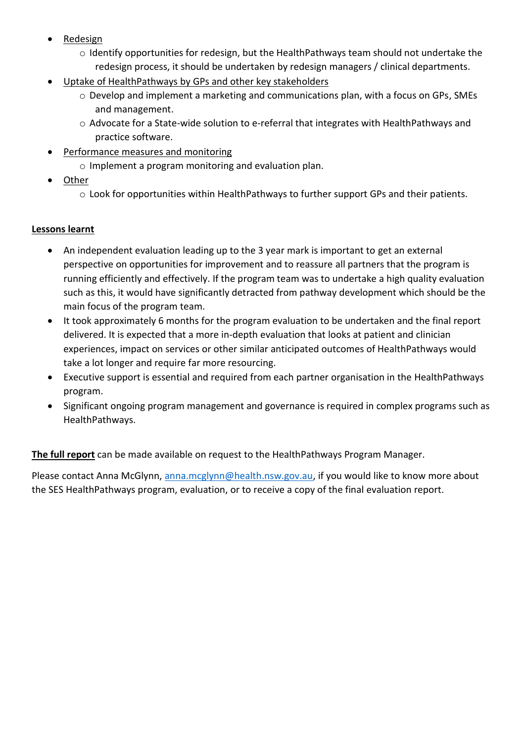- Redesign
  - Identify opportunities for redesign, but the HealthPathways team should not undertake the redesign process, it should be undertaken by redesign managers / clinical departments.
- Uptake of HealthPathways by GPs and other key stakeholders
  - Develop and implement a marketing and communications plan, with a focus on GPs, SMEs and management.
  - Advocate for a State-wide solution to e-referral that integrates with HealthPathways and practice software.
- Performance measures and monitoring
  - Implement a program monitoring and evaluation plan.
- Other
  - Look for opportunities within HealthPathways to further support GPs and their patients.

**Lessons learnt**

- An independent evaluation leading up to the 3 year mark is important to get an external perspective on opportunities for improvement and to reassure all partners that the program is running efficiently and effectively. If the program team was to undertake a high quality evaluation such as this, it would have significantly detracted from pathway development which should be the main focus of the program team.
- It took approximately 6 months for the program evaluation to be undertaken and the final report delivered. It is expected that a more in-depth evaluation that looks at patient and clinician experiences, impact on services or other similar anticipated outcomes of HealthPathways would take a lot longer and require far more resourcing.
- Executive support is essential and required from each partner organisation in the HealthPathways program.
- Significant ongoing program management and governance is required in complex programs such as HealthPathways.

**The full report** can be made available on request to the HealthPathways Program Manager.

Please contact Anna McGlynn, anna.mcglynn@health.nsw.gov.au, if you would like to know more about the SES HealthPathways program, evaluation, or to receive a copy of the final evaluation report.